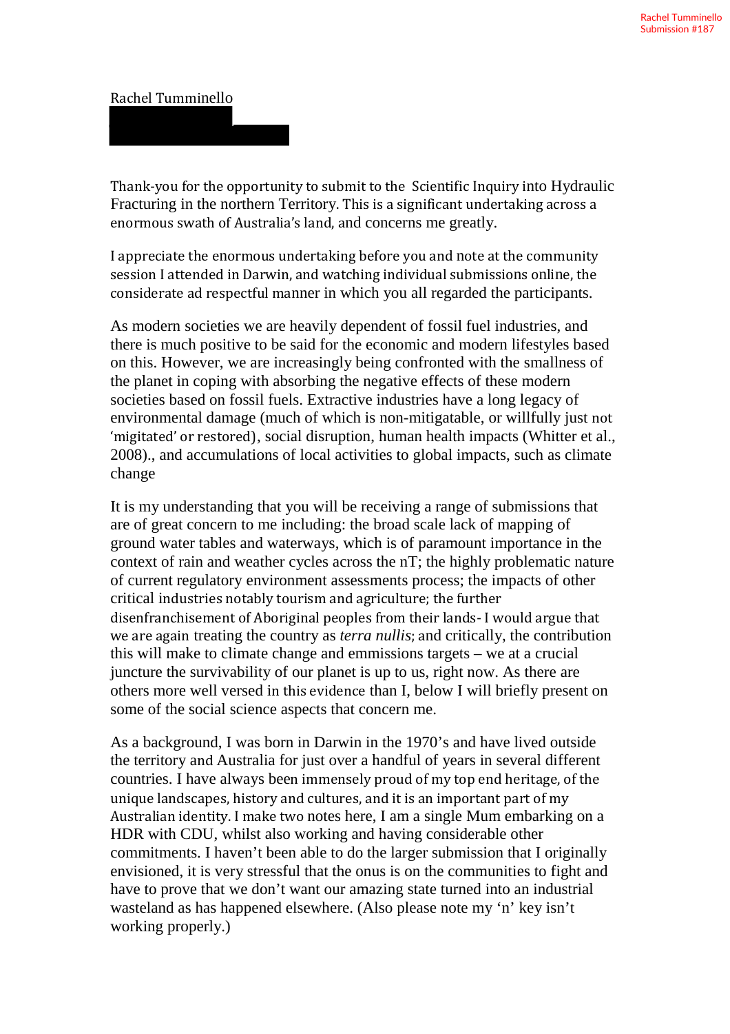Rachel Tumminello

Thank-you for the opportunity to submit to the Scientific Inquiry into Hydraulic Fracturing in the northern Territory. This is a significant undertaking across a enormous swath of Australia's land, and concerns me greatly.

I appreciate the enormous undertaking before you and note at the community session I attended in Darwin, and watching individual submissions online, the considerate ad respectful manner in which you all regarded the participants.

As modern societies we are heavily dependent of fossil fuel industries, and there is much positive to be said for the economic and modern lifestyles based on this. However, we are increasingly being confronted with the smallness of the planet in coping with absorbing the negative effects of these modern societies based on fossil fuels. Extractive industries have a long legacy of environmental damage (much of which is non-mitigatable, or willfully just not 'migitated' or restored), social disruption, human health impacts (Whitter et al., 2008)., and accumulations of local activities to global impacts, such as climate change

It is my understanding that you will be receiving a range of submissions that are of great concern to me including: the broad scale lack of mapping of ground water tables and waterways, which is of paramount importance in the context of rain and weather cycles across the nT; the highly problematic nature of current regulatory environment assessments process; the impacts of other critical industries notably tourism and agriculture; the further disenfranchisement of Aboriginal peoples from their lands- I would argue that we are again treating the country as *terra nullis*; and critically, the contribution this will make to climate change and emmissions targets – we at a crucial juncture the survivability of our planet is up to us, right now. As there are others more well versed in this evidence than I, below I will briefly present on some of the social science aspects that concern me.

As a background, I was born in Darwin in the 1970's and have lived outside the territory and Australia for just over a handful of years in several different countries. I have always been immensely proud of my top end heritage, of the unique landscapes, history and cultures, and it is an important part of my Australian identity. I make two notes here, I am a single Mum embarking on a HDR with CDU, whilst also working and having considerable other commitments. I haven't been able to do the larger submission that I originally envisioned, it is very stressful that the onus is on the communities to fight and have to prove that we don't want our amazing state turned into an industrial wasteland as has happened elsewhere. (Also please note my 'n' key isn't working properly.)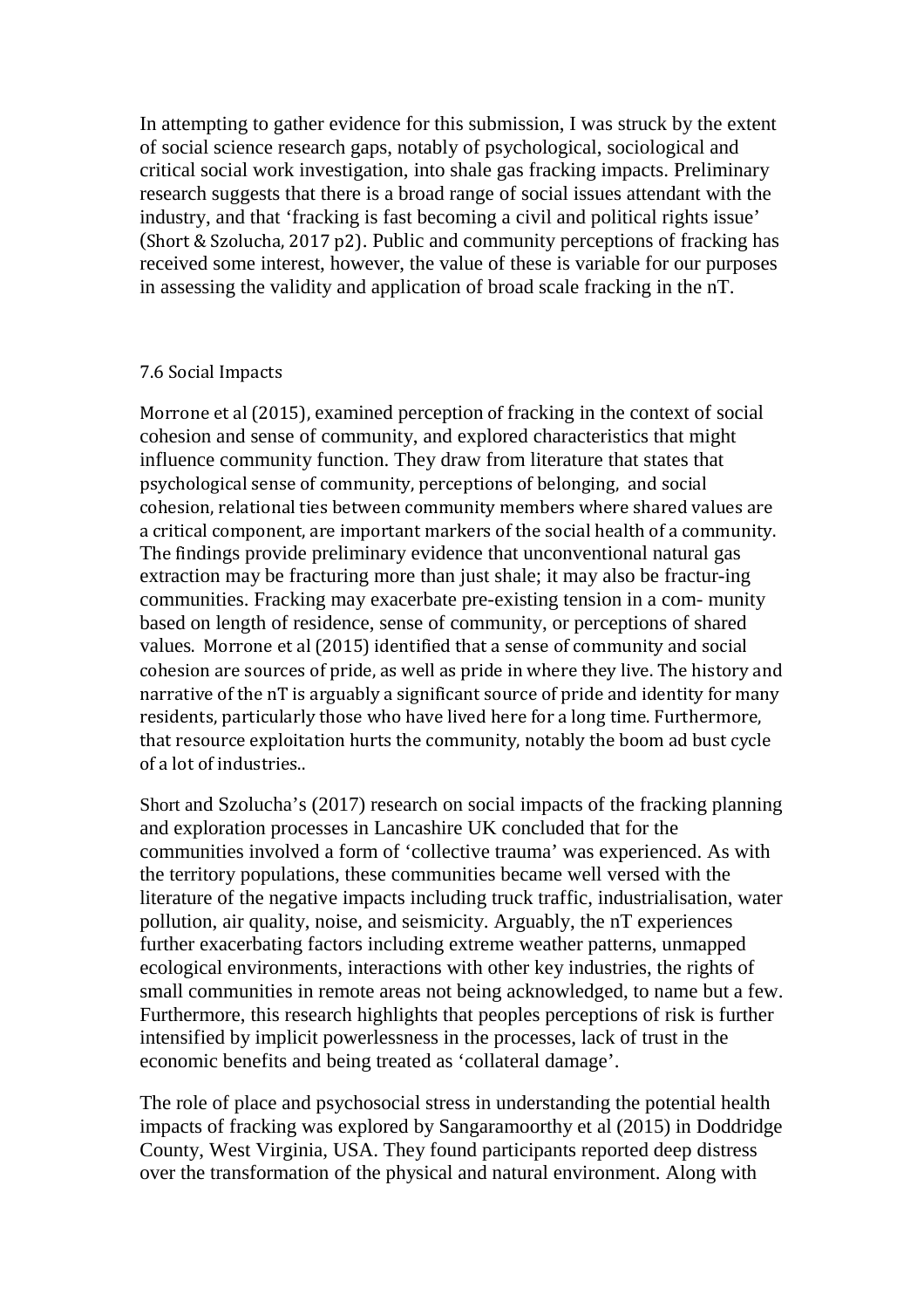In attempting to gather evidence for this submission, I was struck by the extent of social science research gaps, notably of psychological, sociological and critical social work investigation, into shale gas fracking impacts. Preliminary research suggests that there is a broad range of social issues attendant with the industry, and that 'fracking is fast becoming a civil and political rights issue' (Short & Szolucha, 2017 p2). Public and community perceptions of fracking has received some interest, however, the value of these is variable for our purposes in assessing the validity and application of broad scale fracking in the nT.

### 7.6 Social Impacts

Morrone et al (2015), examined perception of fracking in the context of social cohesion and sense of community, and explored characteristics that might influence community function. They draw from literature that states that psychological sense of community, perceptions of belonging, and social cohesion, relational ties between community members where shared values are a critical component, are important markers of the social health of a community. The findings provide preliminary evidence that unconventional natural gas extraction may be fracturing more than just shale; it may also be fractur-ing communities. Fracking may exacerbate pre-existing tension in a com- munity based on length of residence, sense of community, or perceptions of shared values. Morrone et al (2015) identified that a sense of community and social cohesion are sources of pride, as well as pride in where they live. The history and narrative of the nT is arguably a significant source of pride and identity for many residents, particularly those who have lived here for a long time. Furthermore, that resource exploitation hurts the community, notably the boom ad bust cycle of a lot of industries..

Short and Szolucha's (2017) research on social impacts of the fracking planning and exploration processes in Lancashire UK concluded that for the communities involved a form of 'collective trauma' was experienced. As with the territory populations, these communities became well versed with the literature of the negative impacts including truck traffic, industrialisation, water pollution, air quality, noise, and seismicity. Arguably, the nT experiences further exacerbating factors including extreme weather patterns, unmapped ecological environments, interactions with other key industries, the rights of small communities in remote areas not being acknowledged, to name but a few. Furthermore, this research highlights that peoples perceptions of risk is further intensified by implicit powerlessness in the processes, lack of trust in the economic benefits and being treated as 'collateral damage'.

The role of place and psychosocial stress in understanding the potential health impacts of fracking was explored by Sangaramoorthy et al (2015) in Doddridge County, West Virginia, USA. They found participants reported deep distress over the transformation of the physical and natural environment. Along with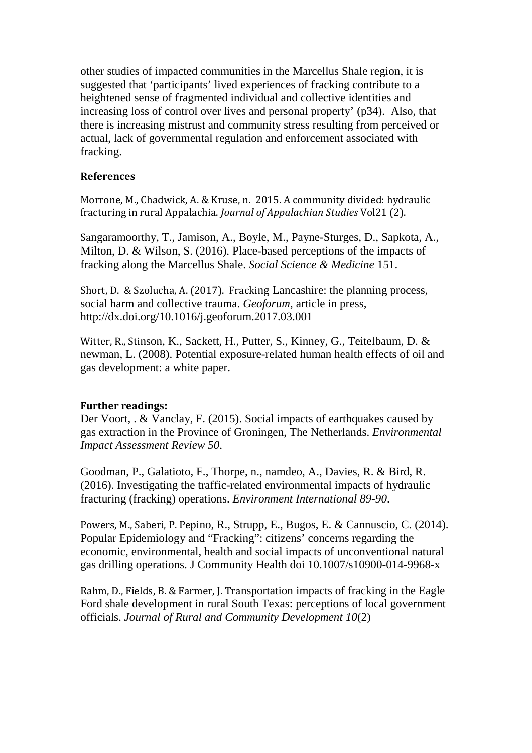other studies of impacted communities in the Marcellus Shale region, it is suggested that 'participants' lived experiences of fracking contribute to a heightened sense of fragmented individual and collective identities and increasing loss of control over lives and personal property' (p34). Also, that there is increasing mistrust and community stress resulting from perceived or actual, lack of governmental regulation and enforcement associated with fracking.

**References**

Morrone, M., Chadwick, A. & Kruse, n. 2015. A community divided: hydraulic fracturing in rural Appalachia. *Journal of Appalachian Studies* Vol21 (2).

Sangaramoorthy, T., Jamison, A., Boyle, M., Payne-Sturges, D., Sapkota, A., Milton, D. & Wilson, S. (2016). Place-based perceptions of the impacts of fracking along the Marcellus Shale. *Social Science & Medicine* 151.

Short, D. & Szolucha, A. (2017). Fracking Lancashire: the planning process, social harm and collective trauma. *Geoforum*, article in press, http://dx.doi.org/10.1016/j.geoforum.2017.03.001

Witter, R., Stinson, K., Sackett, H., Putter, S., Kinney, G., Teitelbaum, D. & newman, L. (2008). Potential exposure-related human health effects of oil and gas development: a white paper.

**Further readings:**

Der Voort, . & Vanclay, F. (2015). Social impacts of earthquakes caused by gas extraction in the Province of Groningen, The Netherlands. *Environmental Impact Assessment Review 50*.

Goodman, P., Galatioto, F., Thorpe, n., namdeo, A., Davies, R. & Bird, R. (2016). Investigating the traffic-related environmental impacts of hydraulic fracturing (fracking) operations. *Environment International 89-90*.

Powers, M., Saberi, P. Pepino, R., Strupp, E., Bugos, E. & Cannuscio, C. (2014). Popular Epidemiology and "Fracking": citizens' concerns regarding the economic, environmental, health and social impacts of unconventional natural gas drilling operations. J Community Health doi 10.1007/s10900-014-9968-x

Rahm, D., Fields, B. & Farmer, J. Transportation impacts of fracking in the Eagle Ford shale development in rural South Texas: perceptions of local government officials. *Journal of Rural and Community Development 10*(2)